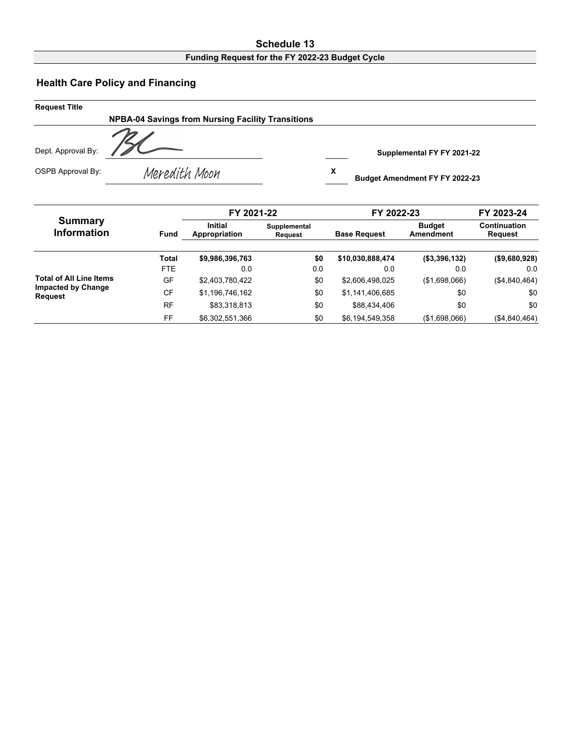# Schedule 13

**Funding Request for the FY 2022-23 Budget Cycle**

## Health Care Policy and Financing

**Request Title**

**NPBA-04 Savings from Nursing Facility Transitions**

Dept. Approval By: BL

OSPB Approval By: Meredith Moon

&nbsp;&nbsp;&nbsp;&nbsp; **Supplemental FY FY 2021-22**

X **Budget Amendment FY FY 2022-23**

| Summary Information | Fund | FY 2021-22 | | FY 2022-23 | | FY 2023-24 |
|---|---|---|---|---|---|---|
| | | Initial Appropriation | Supplemental Request | Base Request | Budget Amendment | Continuation Request |
| | **Total** | **$9,986,396,763** | **$0** | **$10,030,888,474** | **($3,396,132)** | **($9,680,928)** |
| | FTE | 0.0 | 0.0 | 0.0 | 0.0 | 0.0 |
| **Total of All Line Items Impacted by Change Request** | GF | $2,403,780,422 | $0 | $2,606,498,025 | ($1,698,066) | ($4,840,464) |
| | CF | $1,196,746,162 | $0 | $1,141,406,685 | $0 | $0 |
| | RF | $83,318,813 | $0 | $88,434,406 | $0 | $0 |
| | FF | $6,302,551,366 | $0 | $6,194,549,358 | ($1,698,066) | ($4,840,464) |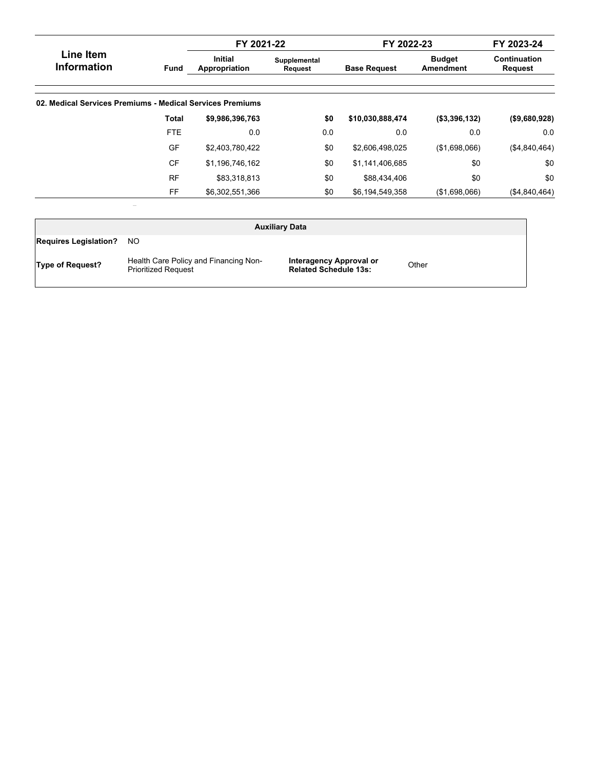| Line Item Information | Fund | FY 2021-22 | | FY 2022-23 | | FY 2023-24 |
|---|---|---|---|---|---|---|
| | | Initial Appropriation | Supplemental Request | Base Request | Budget Amendment | Continuation Request |
| **02. Medical Services Premiums - Medical Services Premiums** | | | | | | |
| | **Total** | **$9,986,396,763** | **$0** | **$10,030,888,474** | **($3,396,132)** | **($9,680,928)** |
| | FTE | 0.0 | 0.0 | 0.0 | 0.0 | 0.0 |
| | GF | $2,403,780,422 | $0 | $2,606,498,025 | ($1,698,066) | ($4,840,464) |
| | CF | $1,196,746,162 | $0 | $1,141,406,685 | $0 | $0 |
| | RF | $83,318,813 | $0 | $88,434,406 | $0 | $0 |
| | FF | $6,302,551,366 | $0 | $6,194,549,358 | ($1,698,066) | ($4,840,464) |

| Auxiliary Data | | | |
|---|---|---|---|
| **Requires Legislation?** | NO | | |
| **Type of Request?** | Health Care Policy and Financing Non-Prioritized Request | **Interagency Approval or Related Schedule 13s:** | Other |